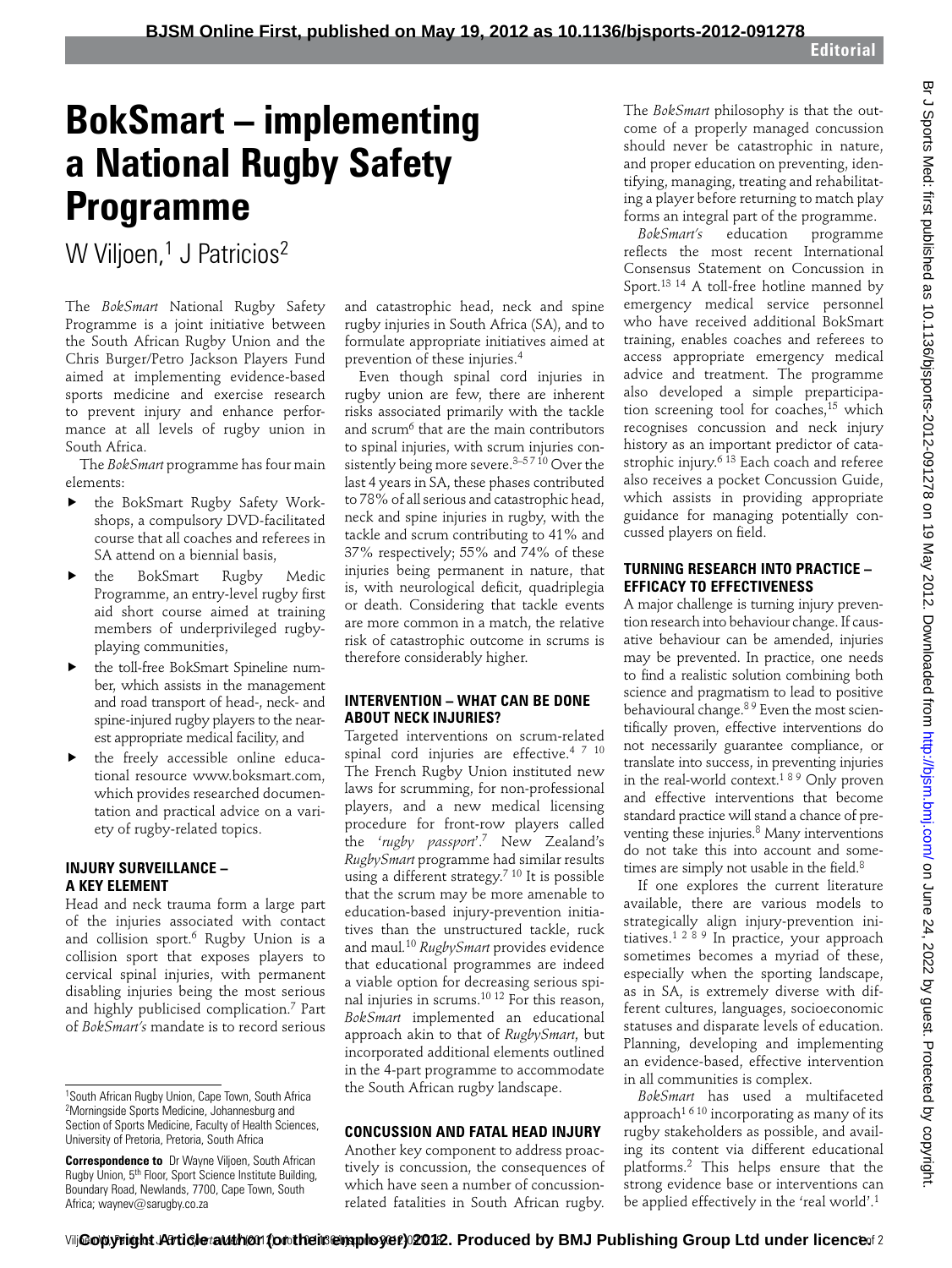# BokSmart – implementing a National Rugby Safety Programme

W Viljoen,[1] J Patricios[2]

The *BokSmart* National Rugby Safety Programme is a joint initiative between the South African Rugby Union and the Chris Burger/Petro Jackson Players Fund aimed at implementing evidence-based sports medicine and exercise research to prevent injury and enhance performance at all levels of rugby union in South Africa.

The *BokSmart* programme has four main elements:

- the BokSmart Rugby Safety Workshops, a compulsory DVD-facilitated course that all coaches and referees in SA attend on a biennial basis,
- the BokSmart Rugby Medic Programme, an entry-level rugby first aid short course aimed at training members of underprivileged rugby-playing communities,
- the toll-free BokSmart Spineline number, which assists in the management and road transport of head-, neck- and spine-injured rugby players to the nearest appropriate medical facility, and
- the freely accessible online educational resource www.boksmart.com, which provides researched documentation and practical advice on a variety of rugby-related topics.

## INJURY SURVEILLANCE – A KEY ELEMENT

Head and neck trauma form a large part of the injuries associated with contact and collision sport.[6] Rugby Union is a collision sport that exposes players to cervical spinal injuries, with permanent disabling injuries being the most serious and highly publicised complication.[7] Part of *BokSmart's* mandate is to record serious and catastrophic head, neck and spine rugby injuries in South Africa (SA), and to formulate appropriate initiatives aimed at prevention of these injuries.[4]

Even though spinal cord injuries in rugby union are few, there are inherent risks associated primarily with the tackle and scrum[6] that are the main contributors to spinal injuries, with scrum injuries consistently being more severe.[3–5 7 10] Over the last 4 years in SA, these phases contributed to 78% of all serious and catastrophic head, neck and spine injuries in rugby, with the tackle and scrum contributing to 41% and 37% respectively; 55% and 74% of these injuries being permanent in nature, that is, with neurological deficit, quadriplegia or death. Considering that tackle events are more common in a match, the relative risk of catastrophic outcome in scrums is therefore considerably higher.

## INTERVENTION – WHAT CAN BE DONE ABOUT NECK INJURIES?

Targeted interventions on scrum-related spinal cord injuries are effective.[4 7 10] The French Rugby Union instituted new laws for scrumming, for non-professional players, and a new medical licensing procedure for front-row players called the '*rugby passport*'.[7] New Zealand's *RugbySmart* programme had similar results using a different strategy.[7 10] It is possible that the scrum may be more amenable to education-based injury-prevention initiatives than the unstructured tackle, ruck and maul.[10] *RugbySmart* provides evidence that educational programmes are indeed a viable option for decreasing serious spinal injuries in scrums.[10 12] For this reason, *BokSmart* implemented an educational approach akin to that of *RugbySmart*, but incorporated additional elements outlined in the 4-part programme to accommodate the South African rugby landscape.

## CONCUSSION AND FATAL HEAD INJURY

Another key component to address proactively is concussion, the consequences of which have seen a number of concussion-related fatalities in South African rugby. The *BokSmart* philosophy is that the outcome of a properly managed concussion should never be catastrophic in nature, and proper education on preventing, identifying, managing, treating and rehabilitating a player before returning to match play forms an integral part of the programme.

*BokSmart's* education programme reflects the most recent International Consensus Statement on Concussion in Sport.[13 14] A toll-free hotline manned by emergency medical service personnel who have received additional BokSmart training, enables coaches and referees to access appropriate emergency medical advice and treatment. The programme also developed a simple preparticipation screening tool for coaches,[15] which recognises concussion and neck injury history as an important predictor of catastrophic injury.[6 13] Each coach and referee also receives a pocket Concussion Guide, which assists in providing appropriate guidance for managing potentially concussed players on field.

## TURNING RESEARCH INTO PRACTICE – EFFICACY TO EFFECTIVENESS

A major challenge is turning injury prevention research into behaviour change. If causative behaviour can be amended, injuries may be prevented. In practice, one needs to find a realistic solution combining both science and pragmatism to lead to positive behavioural change.[8 9] Even the most scientifically proven, effective interventions do not necessarily guarantee compliance, or translate into success, in preventing injuries in the real-world context.[1 8 9] Only proven and effective interventions that become standard practice will stand a chance of preventing these injuries.[8] Many interventions do not take this into account and sometimes are simply not usable in the field.[8]

If one explores the current literature available, there are various models to strategically align injury-prevention initiatives.[1 2 8 9] In practice, your approach sometimes becomes a myriad of these, especially when the sporting landscape, as in SA, is extremely diverse with different cultures, languages, socioeconomic statuses and disparate levels of education. Planning, developing and implementing an evidence-based, effective intervention in all communities is complex.

*BokSmart* has used a multifaceted approach[1 6 10] incorporating as many of its rugby stakeholders as possible, and availing its content via different educational platforms.[2] This helps ensure that the strong evidence base or interventions can be applied effectively in the 'real world'.[1]

---

[1]South African Rugby Union, Cape Town, South Africa
[2]Morningside Sports Medicine, Johannesburg and Section of Sports Medicine, Faculty of Health Sciences, University of Pretoria, Pretoria, South Africa

**Correspondence to** Dr Wayne Viljoen, South African Rugby Union, 5th Floor, Sport Science Institute Building, Boundary Road, Newlands, 7700, Cape Town, South Africa; waynev@sarugby.co.za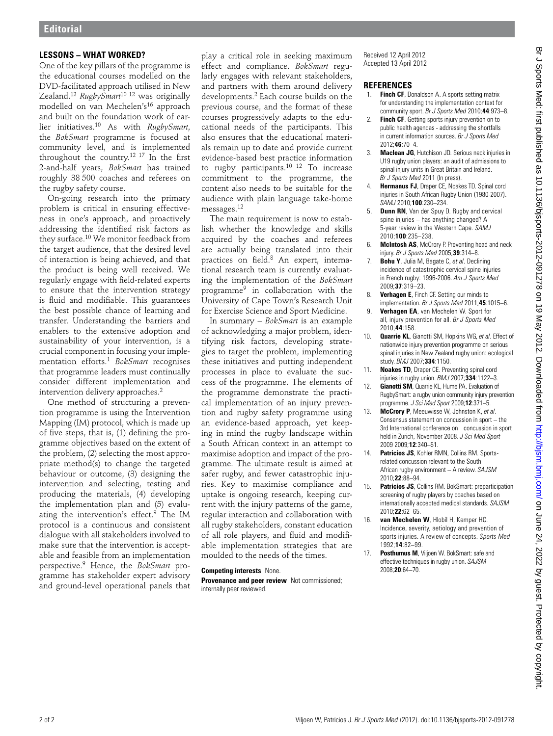## LESSONS – WHAT WORKED?

One of the key pillars of the programme is the educational courses modelled on the DVD-facilitated approach utilised in New Zealand.[12] *RugbySmart*[10 12] was originally modelled on van Mechelen's[16] approach and built on the foundation work of earlier initiatives.[10] As with *RugbySmart*, the *BokSmart* programme is focused at community level, and is implemented throughout the country.[12 17] In the first 2-and-half years, *BokSmart* has trained roughly 38 500 coaches and referees on the rugby safety course.

On-going research into the primary problem is critical in ensuring effectiveness in one's approach, and proactively addressing the identified risk factors as they surface.[10] We monitor feedback from the target audience, that the desired level of interaction is being achieved, and that the product is being well received. We regularly engage with field-related experts to ensure that the intervention strategy is fluid and modifiable. This guarantees the best possible chance of learning and transfer. Understanding the barriers and enablers to the extensive adoption and sustainability of your intervention, is a crucial component in focusing your implementation efforts.[1] *BokSmart* recognises that programme leaders must continually consider different implementation and intervention delivery approaches.[2]

One method of structuring a prevention programme is using the Intervention Mapping (IM) protocol, which is made up of five steps, that is, (1) defining the programme objectives based on the extent of the problem, (2) selecting the most appropriate method(s) to change the targeted behaviour or outcome, (3) designing the intervention and selecting, testing and producing the materials, (4) developing the implementation plan and (5) evaluating the intervention's effect.[9] The IM protocol is a continuous and consistent dialogue with all stakeholders involved to make sure that the intervention is acceptable and feasible from an implementation perspective.[9] Hence, the *BokSmart* programme has stakeholder expert advisory and ground-level operational panels that play a critical role in seeking maximum effect and compliance. *BokSmart* regularly engages with relevant stakeholders, and partners with them around delivery developments.[2] Each course builds on the previous course, and the format of these courses progressively adapts to the educational needs of the participants. This also ensures that the educational materials remain up to date and provide current evidence-based best practice information to rugby participants.[10 12] To increase commitment to the programme, the content also needs to be suitable for the audience with plain language take-home messages.[12]

The main requirement is now to establish whether the knowledge and skills acquired by the coaches and referees are actually being translated into their practices on field.[8] An expert, international research team is currently evaluating the implementation of the *BokSmart* programme[9] in collaboration with the University of Cape Town's Research Unit for Exercise Science and Sport Medicine.

In summary – *BokSmart* is an example of acknowledging a major problem, identifying risk factors, developing strategies to target the problem, implementing these initiatives and putting independent processes in place to evaluate the success of the programme. The elements of the programme demonstrate the practical implementation of an injury prevention and rugby safety programme using an evidence-based approach, yet keeping in mind the rugby landscape within a South African context in an attempt to maximise adoption and impact of the programme. The ultimate result is aimed at safer rugby, and fewer catastrophic injuries. Key to maximise compliance and uptake is ongoing research, keeping current with the injury patterns of the game, regular interaction and collaboration with all rugby stakeholders, constant education of all role players, and fluid and modifiable implementation strategies that are moulded to the needs of the times.

**Competing interests** None.

**Provenance and peer review** Not commissioned; internally peer reviewed.

Received 12 April 2012
Accepted 13 April 2012

## REFERENCES

1. **Finch CF**, Donaldson A. A sports setting matrix for understanding the implementation context for community sport. *Br J Sports Med* 2010;**44**:973–8.
2. **Finch CF**. Getting sports injury prevention on to public health agendas - addressing the shortfalls in current information sources. *Br J Sports Med* 2012;**46**:70–4.
3. **Maclean JG**, Hutchison JD. Serious neck injuries in U19 rugby union players: an audit of admissions to spinal injury units in Great Britain and Ireland. *Br J Sports Med* 2011 (In press).
4. **Hermanus FJ**, Draper CE, Noakes TD. Spinal cord injuries in South African Rugby Union (1980-2007). *SAMJ* 2010;**100**:230–234.
5. **Dunn RN**, Van der Spuy D. Rugby and cervical spine injuries – has anything changed? A 5-year review in the Western Cape. *SAMJ* 2010;**100**:235–238.
6. **McIntosh AS**, McCrory P. Preventing head and neck injury. *Br J Sports Med* 2005;**39**:314–8.
7. **Bohu Y**, Julia M, Bagate C, *et al*. Declining incidence of catastrophic cervical spine injuries in French rugby: 1996-2006. *Am J Sports Med* 2009;**37**:319–23.
8. **Verhagen E**, Finch CF. Setting our minds to implementation. *Br J Sports Med* 2011;**45**:1015–6.
9. **Verhagen EA**, van Mechelen W. Sport for all, injury prevention for all. *Br J Sports Med* 2010;**44**:158.
10. **Quarrie KL**, Gianotti SM, Hopkins WG, *et al*. Effect of nationwide injury prevention programme on serious spinal injuries in New Zealand rugby union: ecological study. *BMJ* 2007;**334**:1150.
11. **Noakes TD**, Draper CE. Preventing spinal cord injuries in rugby union. *BMJ* 2007;**334**:1122–3.
12. **Gianotti SM**, Quarrie KL, Hume PA. Evaluation of RugbySmart: a rugby union community injury prevention programme. *J Sci Med Sport* 2009;**12**:371–5.
13. **McCrory P**, Meeuwisse W, Johnston K, *et al*. Consensus statement on concussion in sport – the 3rd International conference on concussion in sport held in Zurich, November 2008. *J Sci Med Sport* 2009 2009;**12**:340–51.
14. **Patricios JS**, Kohler RMN, Collins RM. Sports-related concussion relevant to the South African rugby environment – A review. *SAJSM* 2010;**22**:88–94.
15. **Patricios JS**, Collins RM. BokSmart: preparticipation screening of rugby players by coaches based on internationally accepted medical standards. *SAJSM* 2010;**22**:62–65.
16. **van Mechelen W**, Hlobil H, Kemper HC. Incidence, severity, aetiology and prevention of sports injuries. A review of concepts. *Sports Med* 1992;**14**:82–99.
17. **Posthumus M**, Viljoen W. BokSmart: safe and effective techniques in rugby union. *SAJSM* 2008;**20**:64–70.